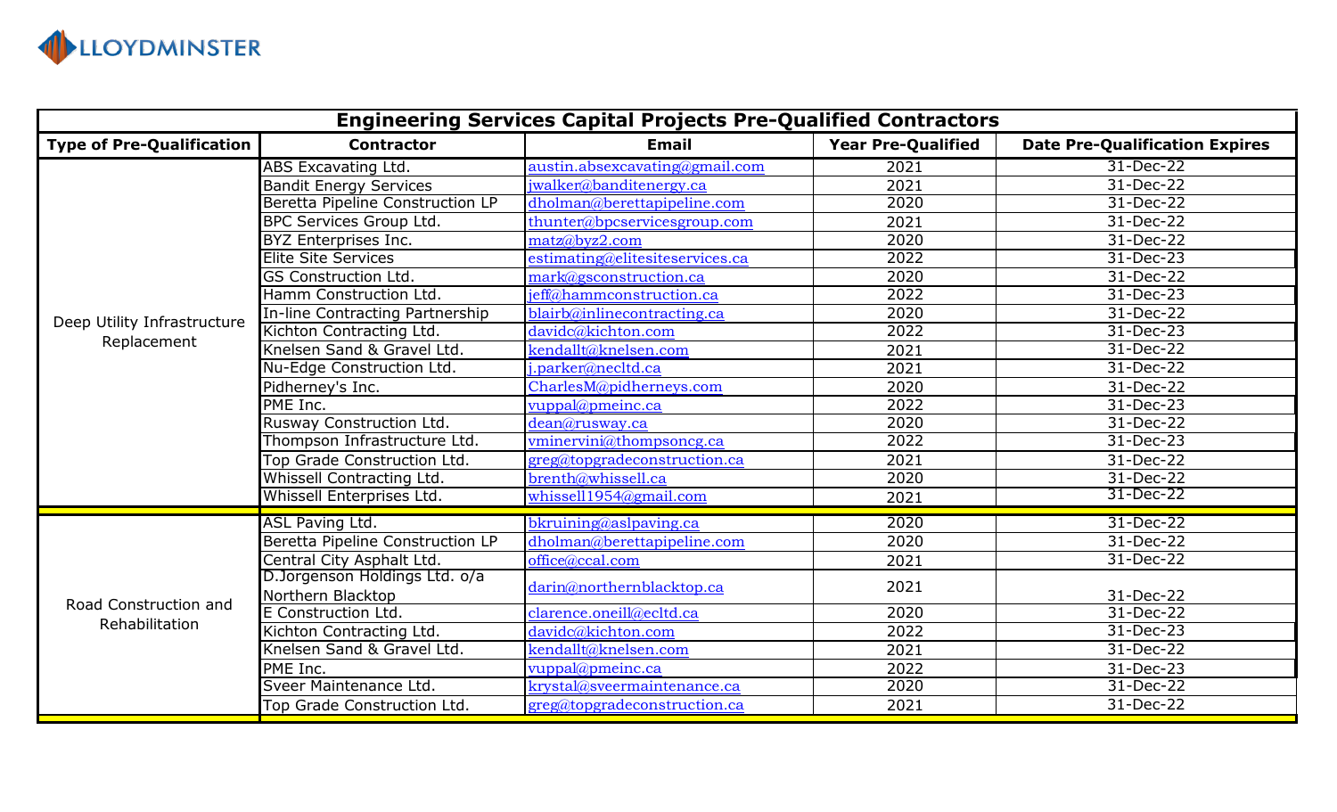LLOYDMINSTER

## Engineering Services Capital Projects Pre-Qualified Contractors

| Type of Pre-Qualification | Contractor | Email | Year Pre-Qualified | Date Pre-Qualification Expires |
|---|---|---|---|---|
| Deep Utility Infrastructure Replacement | ABS Excavating Ltd. | austin.absexcavating@gmail.com | 2021 | 31-Dec-22 |
| | Bandit Energy Services | jwalker@banditenergy.ca | 2021 | 31-Dec-22 |
| | Beretta Pipeline Construction LP | dholman@berettapipeline.com | 2020 | 31-Dec-22 |
| | BPC Services Group Ltd. | thunter@bpcservicesgroup.com | 2021 | 31-Dec-22 |
| | BYZ Enterprises Inc. | matz@byz2.com | 2020 | 31-Dec-22 |
| | Elite Site Services | estimating@elitesiteservices.ca | 2022 | 31-Dec-23 |
| | GS Construction Ltd. | mark@gsconstruction.ca | 2020 | 31-Dec-22 |
| | Hamm Construction Ltd. | jeff@hammconstruction.ca | 2022 | 31-Dec-23 |
| | In-line Contracting Partnership | blairb@inlinecontracting.ca | 2020 | 31-Dec-22 |
| | Kichton Contracting Ltd. | davidc@kichton.com | 2022 | 31-Dec-23 |
| | Knelsen Sand & Gravel Ltd. | kendallt@knelsen.com | 2021 | 31-Dec-22 |
| | Nu-Edge Construction Ltd. | j.parker@necltd.ca | 2021 | 31-Dec-22 |
| | Pidherney's Inc. | CharlesM@pidherneys.com | 2020 | 31-Dec-22 |
| | PME Inc. | vuppal@pmeinc.ca | 2022 | 31-Dec-23 |
| | Rusway Construction Ltd. | dean@rusway.ca | 2020 | 31-Dec-22 |
| | Thompson Infrastructure Ltd. | vminervini@thompsoncg.ca | 2022 | 31-Dec-23 |
| | Top Grade Construction Ltd. | greg@topgradeconstruction.ca | 2021 | 31-Dec-22 |
| | Whissell Contracting Ltd. | brenth@whissell.ca | 2020 | 31-Dec-22 |
| | Whissell Enterprises Ltd. | whissell1954@gmail.com | 2021 | 31-Dec-22 |
| Road Construction and Rehabilitation | ASL Paving Ltd. | bkruining@aslpaving.ca | 2020 | 31-Dec-22 |
| | Beretta Pipeline Construction LP | dholman@berettapipeline.com | 2020 | 31-Dec-22 |
| | Central City Asphalt Ltd. | office@ccal.com | 2021 | 31-Dec-22 |
| | D.Jorgenson Holdings Ltd. o/a Northern Blacktop | darin@northernblacktop.ca | 2021 | 31-Dec-22 |
| | E Construction Ltd. | clarence.oneill@ecltd.ca | 2020 | 31-Dec-22 |
| | Kichton Contracting Ltd. | davidc@kichton.com | 2022 | 31-Dec-23 |
| | Knelsen Sand & Gravel Ltd. | kendallt@knelsen.com | 2021 | 31-Dec-22 |
| | PME Inc. | vuppal@pmeinc.ca | 2022 | 31-Dec-23 |
| | Sveer Maintenance Ltd. | krystal@sveermaintenance.ca | 2020 | 31-Dec-22 |
| | Top Grade Construction Ltd. | greg@topgradeconstruction.ca | 2021 | 31-Dec-22 |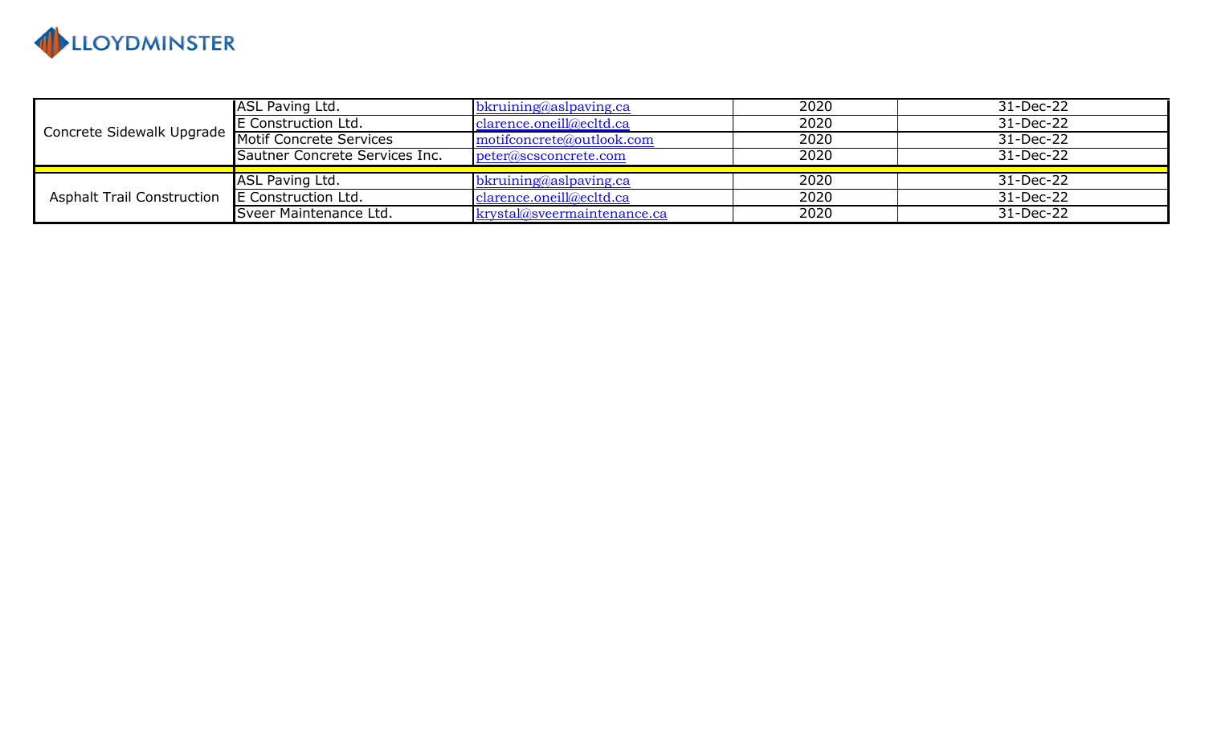LLOYDMINSTER

| | | | | |
|---|---|---|---|---|
| Concrete Sidewalk Upgrade | ASL Paving Ltd. | bkruining@aslpaving.ca | 2020 | 31-Dec-22 |
| | E Construction Ltd. | clarence.oneill@ecltd.ca | 2020 | 31-Dec-22 |
| | Motif Concrete Services | motifconcrete@outlook.com | 2020 | 31-Dec-22 |
| | Sautner Concrete Services Inc. | peter@scsconcrete.com | 2020 | 31-Dec-22 |
| | | | | |
| Asphalt Trail Construction | ASL Paving Ltd. | bkruining@aslpaving.ca | 2020 | 31-Dec-22 |
| | E Construction Ltd. | clarence.oneill@ecltd.ca | 2020 | 31-Dec-22 |
| | Sveer Maintenance Ltd. | krystal@sveermaintenance.ca | 2020 | 31-Dec-22 |